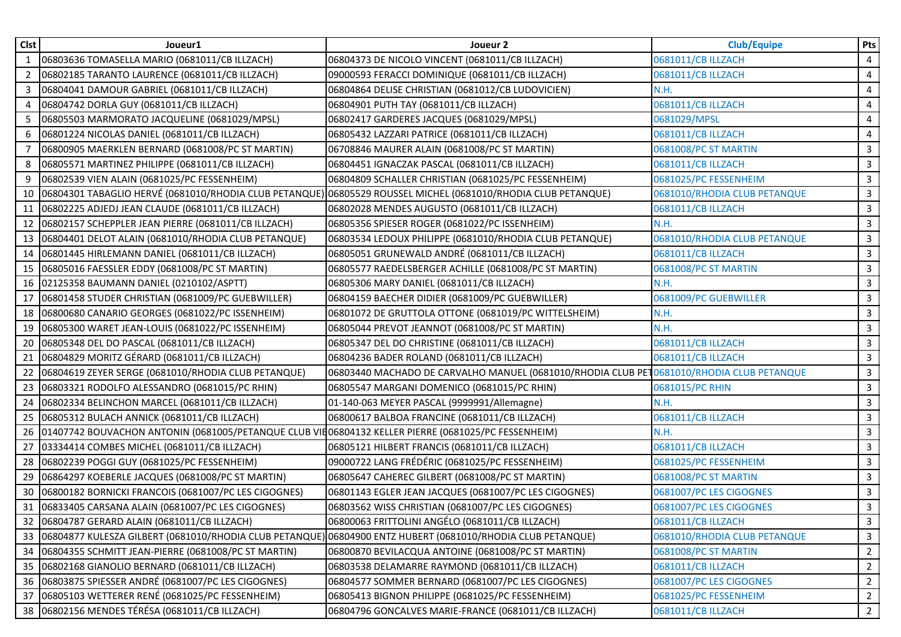| Clst | Joueur1 | Joueur 2 | Club/Equipe | Pts |
|---|---|---|---|---|
| 1 | 06803636 TOMASELLA MARIO (0681011/CB ILLZACH) | 06804373 DE NICOLO VINCENT (0681011/CB ILLZACH) | 0681011/CB ILLZACH | 4 |
| 2 | 06802185 TARANTO LAURENCE (0681011/CB ILLZACH) | 09000593 FERACCI DOMINIQUE (0681011/CB ILLZACH) | 0681011/CB ILLZACH | 4 |
| 3 | 06804041 DAMOUR GABRIEL (0681011/CB ILLZACH) | 06804864 DELISE CHRISTIAN (0681012/CB LUDOVICIEN) | N.H. | 4 |
| 4 | 06804742 DORLA GUY (0681011/CB ILLZACH) | 06804901 PUTH TAY (0681011/CB ILLZACH) | 0681011/CB ILLZACH | 4 |
| 5 | 06805503 MARMORATO JACQUELINE (0681029/MPSL) | 06802417 GARDERES JACQUES (0681029/MPSL) | 0681029/MPSL | 4 |
| 6 | 06801224 NICOLAS DANIEL (0681011/CB ILLZACH) | 06805432 LAZZARI PATRICE (0681011/CB ILLZACH) | 0681011/CB ILLZACH | 4 |
| 7 | 06800905 MAERKLEN BERNARD (0681008/PC ST MARTIN) | 06708846 MAURER ALAIN (0681008/PC ST MARTIN) | 0681008/PC ST MARTIN | 3 |
| 8 | 06805571 MARTINEZ PHILIPPE (0681011/CB ILLZACH) | 06804451 IGNACZAK PASCAL (0681011/CB ILLZACH) | 0681011/CB ILLZACH | 3 |
| 9 | 06802539 VIEN ALAIN (0681025/PC FESSENHEIM) | 06804809 SCHALLER CHRISTIAN (0681025/PC FESSENHEIM) | 0681025/PC FESSENHEIM | 3 |
| 10 | 06804301 TABAGLIO HERVÉ (0681010/RHODIA CLUB PETANQUE) | 06805529 ROUSSEL MICHEL (0681010/RHODIA CLUB PETANQUE) | 0681010/RHODIA CLUB PETANQUE | 3 |
| 11 | 06802225 ADJEDJ JEAN CLAUDE (0681011/CB ILLZACH) | 06802028 MENDES AUGUSTO (0681011/CB ILLZACH) | 0681011/CB ILLZACH | 3 |
| 12 | 06802157 SCHEPPLER JEAN PIERRE (0681011/CB ILLZACH) | 06805356 SPIESER ROGER (0681022/PC ISSENHEIM) | N.H. | 3 |
| 13 | 06804401 DELOT ALAIN (0681010/RHODIA CLUB PETANQUE) | 06803534 LEDOUX PHILIPPE (0681010/RHODIA CLUB PETANQUE) | 0681010/RHODIA CLUB PETANQUE | 3 |
| 14 | 06801445 HIRLEMANN DANIEL (0681011/CB ILLZACH) | 06805051 GRUNEWALD ANDRÉ (0681011/CB ILLZACH) | 0681011/CB ILLZACH | 3 |
| 15 | 06805016 FAESSLER EDDY (0681008/PC ST MARTIN) | 06805577 RAEDELSBERGER ACHILLE (0681008/PC ST MARTIN) | 0681008/PC ST MARTIN | 3 |
| 16 | 02125358 BAUMANN DANIEL (0210102/ASPTT) | 06805306 MARY DANIEL (0681011/CB ILLZACH) | N.H. | 3 |
| 17 | 06801458 STUDER CHRISTIAN (0681009/PC GUEBWILLER) | 06804159 BAECHER DIDIER (0681009/PC GUEBWILLER) | 0681009/PC GUEBWILLER | 3 |
| 18 | 06800680 CANARIO GEORGES (0681022/PC ISSENHEIM) | 06801072 DE GRUTTOLA OTTONE (0681019/PC WITTELSHEIM) | N.H. | 3 |
| 19 | 06805300 WARET JEAN-LOUIS (0681022/PC ISSENHEIM) | 06805044 PREVOT JEANNOT (0681008/PC ST MARTIN) | N.H. | 3 |
| 20 | 06805348 DEL DO PASCAL (0681011/CB ILLZACH) | 06805347 DEL DO CHRISTINE (0681011/CB ILLZACH) | 0681011/CB ILLZACH | 3 |
| 21 | 06804829 MORITZ GÉRARD (0681011/CB ILLZACH) | 06804236 BADER ROLAND (0681011/CB ILLZACH) | 0681011/CB ILLZACH | 3 |
| 22 | 06804619 ZEYER SERGE (0681010/RHODIA CLUB PETANQUE) | 06803440 MACHADO DE CARVALHO MANUEL (0681010/RHODIA CLUB PET | 0681010/RHODIA CLUB PETANQUE | 3 |
| 23 | 06803321 RODOLFO ALESSANDRO (0681015/PC RHIN) | 06805547 MARGANI DOMENICO (0681015/PC RHIN) | 0681015/PC RHIN | 3 |
| 24 | 06802334 BELINCHON MARCEL (0681011/CB ILLZACH) | 01-140-063 MEYER PASCAL (9999991/Allemagne) | N.H. | 3 |
| 25 | 06805312 BULACH ANNICK (0681011/CB ILLZACH) | 06800617 BALBOA FRANCINE (0681011/CB ILLZACH) | 0681011/CB ILLZACH | 3 |
| 26 | 01407742 BOUVACHON ANTONIN (0681005/PETANQUE CLUB VIE | 06804132 KELLER PIERRE (0681025/PC FESSENHEIM) | N.H. | 3 |
| 27 | 03334414 COMBES MICHEL (0681011/CB ILLZACH) | 06805121 HILBERT FRANCIS (0681011/CB ILLZACH) | 0681011/CB ILLZACH | 3 |
| 28 | 06802239 POGGI GUY (0681025/PC FESSENHEIM) | 09000722 LANG FRÉDÉRIC (0681025/PC FESSENHEIM) | 0681025/PC FESSENHEIM | 3 |
| 29 | 06864297 KOEBERLE JACQUES (0681008/PC ST MARTIN) | 06805647 CAHEREC GILBERT (0681008/PC ST MARTIN) | 0681008/PC ST MARTIN | 3 |
| 30 | 06800182 BORNICKI FRANCOIS (0681007/PC LES CIGOGNES) | 06801143 EGLER JEAN JACQUES (0681007/PC LES CIGOGNES) | 0681007/PC LES CIGOGNES | 3 |
| 31 | 06833405 CARSANA ALAIN (0681007/PC LES CIGOGNES) | 06803562 WISS CHRISTIAN (0681007/PC LES CIGOGNES) | 0681007/PC LES CIGOGNES | 3 |
| 32 | 06804787 GERARD ALAIN (0681011/CB ILLZACH) | 06800063 FRITTOLINI ANGÉLO (0681011/CB ILLZACH) | 0681011/CB ILLZACH | 3 |
| 33 | 06804877 KULESZA GILBERT (0681010/RHODIA CLUB PETANQUE) | 06804900 ENTZ HUBERT (0681010/RHODIA CLUB PETANQUE) | 0681010/RHODIA CLUB PETANQUE | 3 |
| 34 | 06804355 SCHMITT JEAN-PIERRE (0681008/PC ST MARTIN) | 06800870 BEVILACQUA ANTOINE (0681008/PC ST MARTIN) | 0681008/PC ST MARTIN | 2 |
| 35 | 06802168 GIANOLIO BERNARD (0681011/CB ILLZACH) | 06803538 DELAMARRE RAYMOND (0681011/CB ILLZACH) | 0681011/CB ILLZACH | 2 |
| 36 | 06803875 SPIESSER ANDRÉ (0681007/PC LES CIGOGNES) | 06804577 SOMMER BERNARD (0681007/PC LES CIGOGNES) | 0681007/PC LES CIGOGNES | 2 |
| 37 | 06805103 WETTERER RENÉ (0681025/PC FESSENHEIM) | 06805413 BIGNON PHILIPPE (0681025/PC FESSENHEIM) | 0681025/PC FESSENHEIM | 2 |
| 38 | 06802156 MENDES TÉRÉSA (0681011/CB ILLZACH) | 06804796 GONCALVES MARIE-FRANCE (0681011/CB ILLZACH) | 0681011/CB ILLZACH | 2 |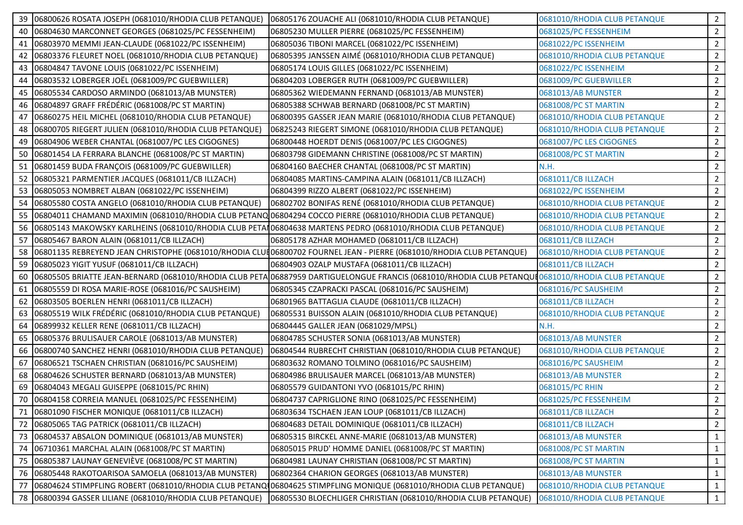| | | | | |
|---|---|---|---|---|
| 39 | 06800626 ROSATA JOSEPH (0681010/RHODIA CLUB PETANQUE) | 06805176 ZOUACHE ALI (0681010/RHODIA CLUB PETANQUE) | 0681010/RHODIA CLUB PETANQUE | 2 |
| 40 | 06804630 MARCONNET GEORGES (0681025/PC FESSENHEIM) | 06805230 MULLER PIERRE (0681025/PC FESSENHEIM) | 0681025/PC FESSENHEIM | 2 |
| 41 | 06803970 MEMMI JEAN-CLAUDE (0681022/PC ISSENHEIM) | 06805036 TIBONI MARCEL (0681022/PC ISSENHEIM) | 0681022/PC ISSENHEIM | 2 |
| 42 | 06803376 FLEURET NOEL (0681010/RHODIA CLUB PETANQUE) | 06805395 JANSSEN AIMÉ (0681010/RHODIA CLUB PETANQUE) | 0681010/RHODIA CLUB PETANQUE | 2 |
| 43 | 06804847 TAVONE LOUIS (0681022/PC ISSENHEIM) | 06805174 LOUIS GILLES (0681022/PC ISSENHEIM) | 0681022/PC ISSENHEIM | 2 |
| 44 | 06803532 LOBERGER JOËL (0681009/PC GUEBWILLER) | 06804203 LOBERGER RUTH (0681009/PC GUEBWILLER) | 0681009/PC GUEBWILLER | 2 |
| 45 | 06805534 CARDOSO ARMINDO (0681013/AB MUNSTER) | 06805362 WIEDEMANN FERNAND (0681013/AB MUNSTER) | 0681013/AB MUNSTER | 2 |
| 46 | 06804897 GRAFF FRÉDÉRIC (0681008/PC ST MARTIN) | 06805388 SCHWAB BERNARD (0681008/PC ST MARTIN) | 0681008/PC ST MARTIN | 2 |
| 47 | 06860275 HEIL MICHEL (0681010/RHODIA CLUB PETANQUE) | 06800395 GASSER JEAN MARIE (0681010/RHODIA CLUB PETANQUE) | 0681010/RHODIA CLUB PETANQUE | 2 |
| 48 | 06800705 RIEGERT JULIEN (0681010/RHODIA CLUB PETANQUE) | 06825243 RIEGERT SIMONE (0681010/RHODIA CLUB PETANQUE) | 0681010/RHODIA CLUB PETANQUE | 2 |
| 49 | 06804906 WEBER CHANTAL (0681007/PC LES CIGOGNES) | 06800448 HOERDT DENIS (0681007/PC LES CIGOGNES) | 0681007/PC LES CIGOGNES | 2 |
| 50 | 06801454 LA FERRARA BLANCHE (0681008/PC ST MARTIN) | 06803798 GIDEMANN CHRISTINE (0681008/PC ST MARTIN) | 0681008/PC ST MARTIN | 2 |
| 51 | 06801459 BUDA FRANÇOIS (0681009/PC GUEBWILLER) | 06804160 BAECHER CHANTAL (0681008/PC ST MARTIN) | N.H. | 2 |
| 52 | 06805321 PARMENTIER JACQUES (0681011/CB ILLZACH) | 06804085 MARTINS-CAMPINA ALAIN (0681011/CB ILLZACH) | 0681011/CB ILLZACH | 2 |
| 53 | 06805053 NOMBRET ALBAN (0681022/PC ISSENHEIM) | 06804399 RIZZO ALBERT (0681022/PC ISSENHEIM) | 0681022/PC ISSENHEIM | 2 |
| 54 | 06805580 COSTA ANGELO (0681010/RHODIA CLUB PETANQUE) | 06802702 BONIFAS RENÉ (0681010/RHODIA CLUB PETANQUE) | 0681010/RHODIA CLUB PETANQUE | 2 |
| 55 | 06804011 CHAMAND MAXIMIN (0681010/RHODIA CLUB PETANQ | 06804294 COCCO PIERRE (0681010/RHODIA CLUB PETANQUE) | 0681010/RHODIA CLUB PETANQUE | 2 |
| 56 | 06805143 MAKOWSKY KARLHEINS (0681010/RHODIA CLUB PETA | 06804638 MARTENS PEDRO (0681010/RHODIA CLUB PETANQUE) | 0681010/RHODIA CLUB PETANQUE | 2 |
| 57 | 06805467 BARON ALAIN (0681011/CB ILLZACH) | 06805178 AZHAR MOHAMED (0681011/CB ILLZACH) | 0681011/CB ILLZACH | 2 |
| 58 | 06801135 REBREYEND JEAN CHRISTOPHE (0681010/RHODIA CLU | 06800702 FOURNEL JEAN - PIERRE (0681010/RHODIA CLUB PETANQUE) | 0681010/RHODIA CLUB PETANQUE | 2 |
| 59 | 06805023 YIGIT YUSUF (0681011/CB ILLZACH) | 06804903 OZALP MUSTAFA (0681011/CB ILLZACH) | 0681011/CB ILLZACH | 2 |
| 60 | 06805505 BRIATTE JEAN-BERNARD (0681010/RHODIA CLUB PETA | 06887959 DARTIGUELONGUE FRANCIS (0681010/RHODIA CLUB PETANQU | 0681010/RHODIA CLUB PETANQUE | 2 |
| 61 | 06805559 DI ROSA MARIE-ROSE (0681016/PC SAUSHEIM) | 06805345 CZAPRACKI PASCAL (0681016/PC SAUSHEIM) | 0681016/PC SAUSHEIM | 2 |
| 62 | 06803505 BOERLEN HENRI (0681011/CB ILLZACH) | 06801965 BATTAGLIA CLAUDE (0681011/CB ILLZACH) | 0681011/CB ILLZACH | 2 |
| 63 | 06805519 WILK FRÉDÉRIC (0681010/RHODIA CLUB PETANQUE) | 06805531 BUISSON ALAIN (0681010/RHODIA CLUB PETANQUE) | 0681010/RHODIA CLUB PETANQUE | 2 |
| 64 | 06899932 KELLER RENE (0681011/CB ILLZACH) | 06804445 GALLER JEAN (0681029/MPSL) | N.H. | 2 |
| 65 | 06805376 BRULISAUER CAROLE (0681013/AB MUNSTER) | 06804785 SCHUSTER SONIA (0681013/AB MUNSTER) | 0681013/AB MUNSTER | 2 |
| 66 | 06800740 SANCHEZ HENRI (0681010/RHODIA CLUB PETANQUE) | 06804544 RUBRECHT CHRISTIAN (0681010/RHODIA CLUB PETANQUE) | 0681010/RHODIA CLUB PETANQUE | 2 |
| 67 | 06806521 TSCHAEN CHRISTIAN (0681016/PC SAUSHEIM) | 06803632 ROMANO TOLMINO (0681016/PC SAUSHEIM) | 0681016/PC SAUSHEIM | 2 |
| 68 | 06804626 SCHUSTER BERNARD (0681013/AB MUNSTER) | 06804986 BRULISAUER MARCEL (0681013/AB MUNSTER) | 0681013/AB MUNSTER | 2 |
| 69 | 06804043 MEGALI GUISEPPE (0681015/PC RHIN) | 06805579 GUIDANTONI YVO (0681015/PC RHIN) | 0681015/PC RHIN | 2 |
| 70 | 06804158 CORREIA MANUEL (0681025/PC FESSENHEIM) | 06804737 CAPRIGLIONE RINO (0681025/PC FESSENHEIM) | 0681025/PC FESSENHEIM | 2 |
| 71 | 06801090 FISCHER MONIQUE (0681011/CB ILLZACH) | 06803634 TSCHAEN JEAN LOUP (0681011/CB ILLZACH) | 0681011/CB ILLZACH | 2 |
| 72 | 06805065 TAG PATRICK (0681011/CB ILLZACH) | 06804683 DETAIL DOMINIQUE (0681011/CB ILLZACH) | 0681011/CB ILLZACH | 2 |
| 73 | 06804537 ABSALON DOMINIQUE (0681013/AB MUNSTER) | 06805315 BIRCKEL ANNE-MARIE (0681013/AB MUNSTER) | 0681013/AB MUNSTER | 1 |
| 74 | 06710361 MARCHAL ALAIN (0681008/PC ST MARTIN) | 06805015 PRUD' HOMME DANIEL (0681008/PC ST MARTIN) | 0681008/PC ST MARTIN | 1 |
| 75 | 06805387 LAUNAY GENEVIÈVE (0681008/PC ST MARTIN) | 06804981 LAUNAY CHRISTIAN (0681008/PC ST MARTIN) | 0681008/PC ST MARTIN | 1 |
| 76 | 06805448 RAKOTOARISOA SAMOELA (0681013/AB MUNSTER) | 06802364 CHARION GEORGES (0681013/AB MUNSTER) | 0681013/AB MUNSTER | 1 |
| 77 | 06804624 STIMPFLING ROBERT (0681010/RHODIA CLUB PETANQ | 06804625 STIMPFLING MONIQUE (0681010/RHODIA CLUB PETANQUE) | 0681010/RHODIA CLUB PETANQUE | 1 |
| 78 | 06800394 GASSER LILIANE (0681010/RHODIA CLUB PETANQUE) | 06805530 BLOECHLIGER CHRISTIAN (0681010/RHODIA CLUB PETANQUE) | 0681010/RHODIA CLUB PETANQUE | 1 |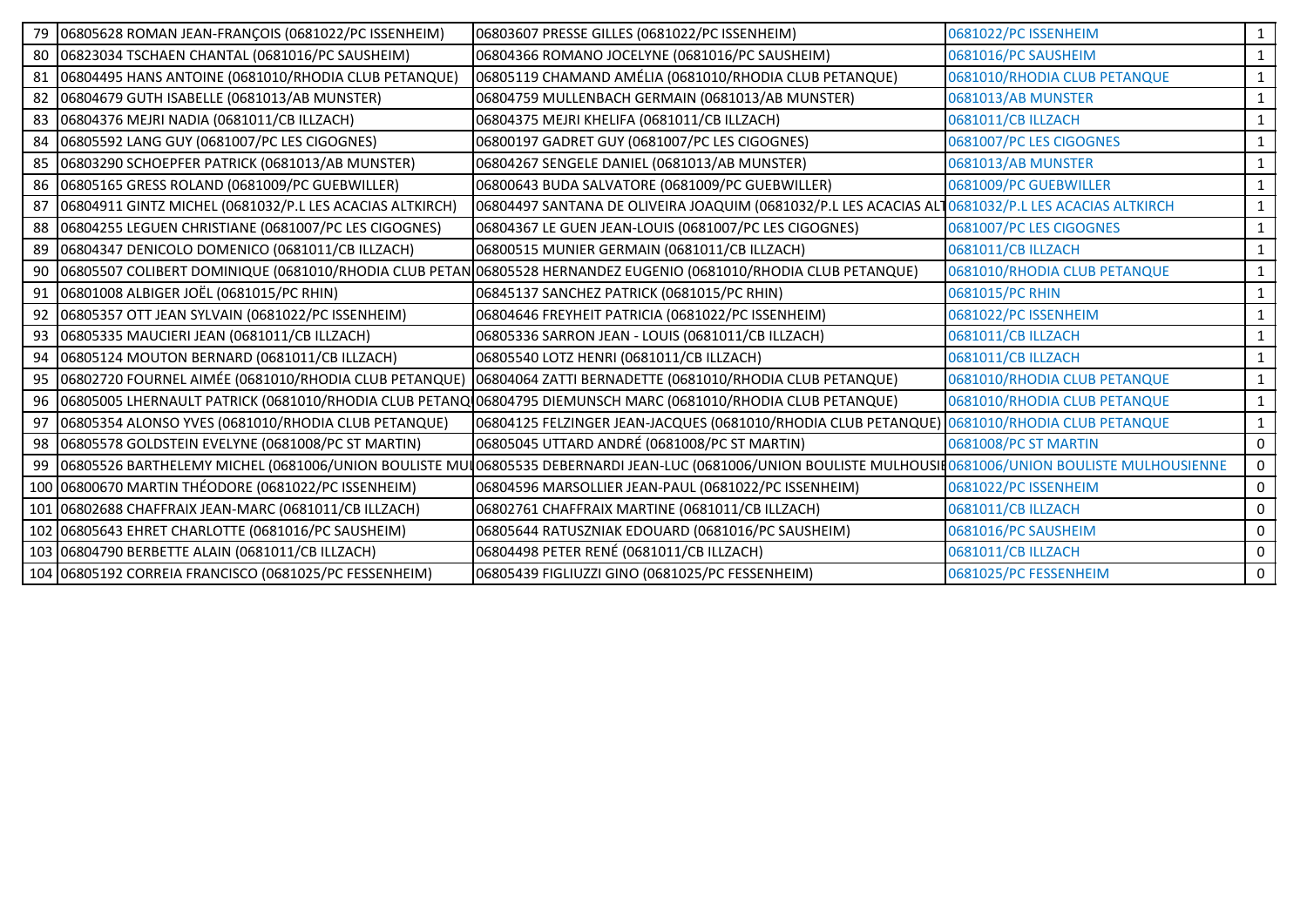| | | | | |
|---|---|---|---|---|
| 79 | 06805628 ROMAN JEAN-FRANÇOIS (0681022/PC ISSENHEIM) | 06803607 PRESSE GILLES (0681022/PC ISSENHEIM) | 0681022/PC ISSENHEIM | 1 |
| 80 | 06823034 TSCHAEN CHANTAL (0681016/PC SAUSHEIM) | 06804366 ROMANO JOCELYNE (0681016/PC SAUSHEIM) | 0681016/PC SAUSHEIM | 1 |
| 81 | 06804495 HANS ANTOINE (0681010/RHODIA CLUB PETANQUE) | 06805119 CHAMAND AMÉLIA (0681010/RHODIA CLUB PETANQUE) | 0681010/RHODIA CLUB PETANQUE | 1 |
| 82 | 06804679 GUTH ISABELLE (0681013/AB MUNSTER) | 06804759 MULLENBACH GERMAIN (0681013/AB MUNSTER) | 0681013/AB MUNSTER | 1 |
| 83 | 06804376 MEJRI NADIA (0681011/CB ILLZACH) | 06804375 MEJRI KHELIFA (0681011/CB ILLZACH) | 0681011/CB ILLZACH | 1 |
| 84 | 06805592 LANG GUY (0681007/PC LES CIGOGNES) | 06800197 GADRET GUY (0681007/PC LES CIGOGNES) | 0681007/PC LES CIGOGNES | 1 |
| 85 | 06803290 SCHOEPFER PATRICK (0681013/AB MUNSTER) | 06804267 SENGELE DANIEL (0681013/AB MUNSTER) | 0681013/AB MUNSTER | 1 |
| 86 | 06805165 GRESS ROLAND (0681009/PC GUEBWILLER) | 06800643 BUDA SALVATORE (0681009/PC GUEBWILLER) | 0681009/PC GUEBWILLER | 1 |
| 87 | 06804911 GINTZ MICHEL (0681032/P.L LES ACACIAS ALTKIRCH) | 06804497 SANTANA DE OLIVEIRA JOAQUIM (0681032/P.L LES ACACIAS AL | 0681032/P.L LES ACACIAS ALTKIRCH | 1 |
| 88 | 06804255 LEGUEN CHRISTIANE (0681007/PC LES CIGOGNES) | 06804367 LE GUEN JEAN-LOUIS (0681007/PC LES CIGOGNES) | 0681007/PC LES CIGOGNES | 1 |
| 89 | 06804347 DENICOLO DOMENICO (0681011/CB ILLZACH) | 06800515 MUNIER GERMAIN (0681011/CB ILLZACH) | 0681011/CB ILLZACH | 1 |
| 90 | 06805507 COLIBERT DOMINIQUE (0681010/RHODIA CLUB PETAN | 06805528 HERNANDEZ EUGENIO (0681010/RHODIA CLUB PETANQUE) | 0681010/RHODIA CLUB PETANQUE | 1 |
| 91 | 06801008 ALBIGER JOËL (0681015/PC RHIN) | 06845137 SANCHEZ PATRICK (0681015/PC RHIN) | 0681015/PC RHIN | 1 |
| 92 | 06805357 OTT JEAN SYLVAIN (0681022/PC ISSENHEIM) | 06804646 FREYHEIT PATRICIA (0681022/PC ISSENHEIM) | 0681022/PC ISSENHEIM | 1 |
| 93 | 06805335 MAUCIERI JEAN (0681011/CB ILLZACH) | 06805336 SARRON JEAN - LOUIS (0681011/CB ILLZACH) | 0681011/CB ILLZACH | 1 |
| 94 | 06805124 MOUTON BERNARD (0681011/CB ILLZACH) | 06805540 LOTZ HENRI (0681011/CB ILLZACH) | 0681011/CB ILLZACH | 1 |
| 95 | 06802720 FOURNEL AIMÉE (0681010/RHODIA CLUB PETANQUE) | 06804064 ZATTI BERNADETTE (0681010/RHODIA CLUB PETANQUE) | 0681010/RHODIA CLUB PETANQUE | 1 |
| 96 | 06805005 LHERNAULT PATRICK (0681010/RHODIA CLUB PETANQ | 06804795 DIEMUNSCH MARC (0681010/RHODIA CLUB PETANQUE) | 0681010/RHODIA CLUB PETANQUE | 1 |
| 97 | 06805354 ALONSO YVES (0681010/RHODIA CLUB PETANQUE) | 06804125 FELZINGER JEAN-JACQUES (0681010/RHODIA CLUB PETANQUE) | 0681010/RHODIA CLUB PETANQUE | 1 |
| 98 | 06805578 GOLDSTEIN EVELYNE (0681008/PC ST MARTIN) | 06805045 UTTARD ANDRÉ (0681008/PC ST MARTIN) | 0681008/PC ST MARTIN | 0 |
| 99 | 06805526 BARTHELEMY MICHEL (0681006/UNION BOULISTE MU | 06805535 DEBERNARDI JEAN-LUC (0681006/UNION BOULISTE MULHOUSI | 0681006/UNION BOULISTE MULHOUSIENNE | 0 |
| 100 | 06800670 MARTIN THÉODORE (0681022/PC ISSENHEIM) | 06804596 MARSOLLIER JEAN-PAUL (0681022/PC ISSENHEIM) | 0681022/PC ISSENHEIM | 0 |
| 101 | 06802688 CHAFFRAIX JEAN-MARC (0681011/CB ILLZACH) | 06802761 CHAFFRAIX MARTINE (0681011/CB ILLZACH) | 0681011/CB ILLZACH | 0 |
| 102 | 06805643 EHRET CHARLOTTE (0681016/PC SAUSHEIM) | 06805644 RATUSZNIAK EDOUARD (0681016/PC SAUSHEIM) | 0681016/PC SAUSHEIM | 0 |
| 103 | 06804790 BERBETTE ALAIN (0681011/CB ILLZACH) | 06804498 PETER RENÉ (0681011/CB ILLZACH) | 0681011/CB ILLZACH | 0 |
| 104 | 06805192 CORREIA FRANCISCO (0681025/PC FESSENHEIM) | 06805439 FIGLIUZZI GINO (0681025/PC FESSENHEIM) | 0681025/PC FESSENHEIM | 0 |